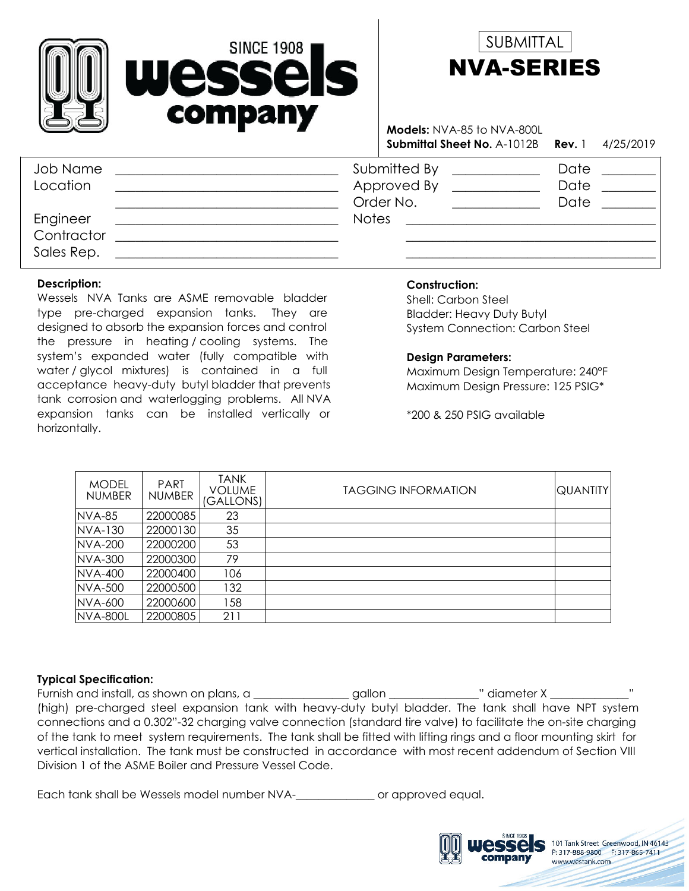SINCE 1908 **wessels company**

SUBMITTAL

# NVA-SERIES

**Models:** NVA-85 to NVA-800L
**Submittal Sheet No.** A-1012B **Rev.** 1 4/25/2019

| | | | | | |
|---|---|---|---|---|---|
| Job Name | ______________________ | Submitted By | __________ | Date | ______ |
| Location | ______________________ | Approved By | __________ | Date | ______ |
| | ______________________ | Order No. | __________ | Date | ______ |
| Engineer | ______________________ | Notes | ______________________ | | |
| Contractor | ______________________ | | ______________________ | | |
| Sales Rep. | ______________________ | | ______________________ | | |

**Description:**
Wessels NVA Tanks are ASME removable bladder type pre-charged expansion tanks. They are designed to absorb the expansion forces and control the pressure in heating / cooling systems. The system's expanded water (fully compatible with water / glycol mixtures) is contained in a full acceptance heavy-duty butyl bladder that prevents tank corrosion and waterlogging problems. All NVA expansion tanks can be installed vertically or horizontally.

**Construction:**
Shell: Carbon Steel
Bladder: Heavy Duty Butyl
System Connection: Carbon Steel

**Design Parameters:**
Maximum Design Temperature: 240°F
Maximum Design Pressure: 125 PSIG*

*200 & 250 PSIG available

| MODEL NUMBER | PART NUMBER | TANK VOLUME (GALLONS) | TAGGING INFORMATION | QUANTITY |
|---|---|---|---|---|
| NVA-85 | 22000085 | 23 | | |
| NVA-130 | 22000130 | 35 | | |
| NVA-200 | 22000200 | 53 | | |
| NVA-300 | 22000300 | 79 | | |
| NVA-400 | 22000400 | 106 | | |
| NVA-500 | 22000500 | 132 | | |
| NVA-600 | 22000600 | 158 | | |
| NVA-800L | 22000805 | 211 | | |

**Typical Specification:**
Furnish and install, as shown on plans, a ________________ gallon _______________" diameter X _____________" (high) pre-charged steel expansion tank with heavy-duty butyl bladder. The tank shall have NPT system connections and a 0.302"-32 charging valve connection (standard tire valve) to facilitate the on-site charging of the tank to meet system requirements. The tank shall be fitted with lifting rings and a floor mounting skirt for vertical installation. The tank must be constructed in accordance with most recent addendum of Section VIII Division 1 of the ASME Boiler and Pressure Vessel Code.

Each tank shall be Wessels model number NVA-_____________ or approved equal.

SINCE 1908 wessels company
101 Tank Street Greenwood, IN 46143
P: 317-888-9800 F: 317-865-7411
www.westank.com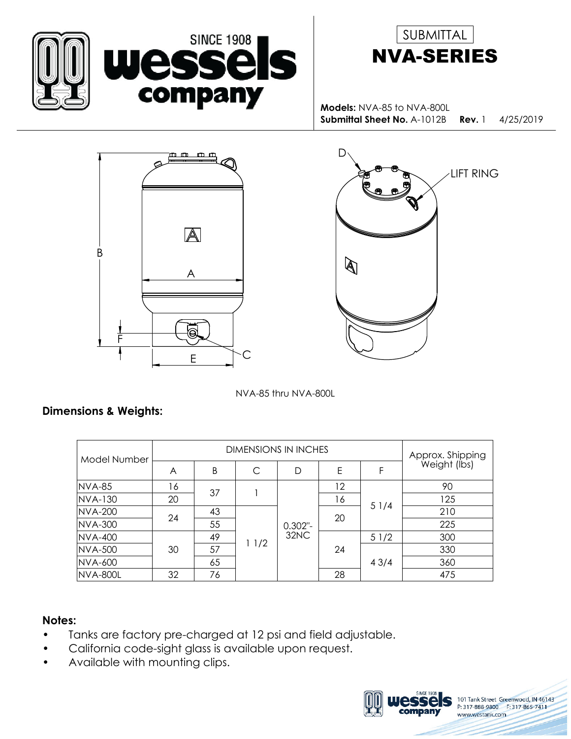SUBMITTAL

# NVA-SERIES

**Models:** NVA-85 to NVA-800L
**Submittal Sheet No.** A-1012B **Rev.** 1 4/25/2019

D

LIFT RING

B

A

F

E

C

NVA-85 thru NVA-800L

### Dimensions & Weights:

| Model Number | DIMENSIONS IN INCHES | | | | | | Approx. Shipping Weight (lbs) |
|---|---|---|---|---|---|---|---|
| | A | B | C | D | E | F | |
| NVA-85 | 16 | 37 | 1 | 0.302"-32NC | 12 | 5 1/4 | 90 |
| NVA-130 | 20 | 37 | 1 | 0.302"-32NC | 16 | 5 1/4 | 125 |
| NVA-200 | 24 | 43 | 1 1/2 | 0.302"-32NC | 20 | 5 1/4 | 210 |
| NVA-300 | 24 | 55 | 1 1/2 | 0.302"-32NC | 20 | 5 1/4 | 225 |
| NVA-400 | 30 | 49 | 1 1/2 | 0.302"-32NC | 24 | 5 1/2 | 300 |
| NVA-500 | 30 | 57 | 1 1/2 | 0.302"-32NC | 24 | 4 3/4 | 330 |
| NVA-600 | 30 | 65 | 1 1/2 | 0.302"-32NC | 24 | 4 3/4 | 360 |
| NVA-800L | 32 | 76 | 1 1/2 | 0.302"-32NC | 28 | 4 3/4 | 475 |

### Notes:

- Tanks are factory pre-charged at 12 psi and field adjustable.
- California code-sight glass is available upon request.
- Available with mounting clips.

101 Tank Street Greenwood, IN 46143
P: 317-888-9800 F: 317-865-7411
www.westank.com